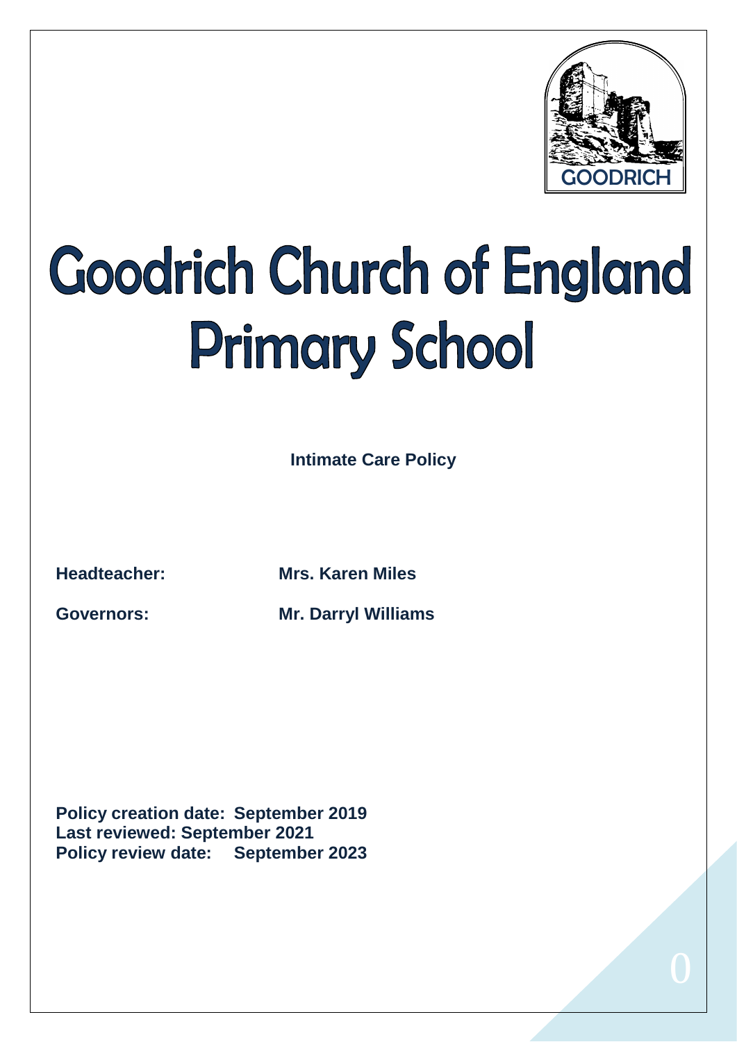# Goodrich Church of England Primary School

**Intimate Care Policy**

**Headteacher:** **Mrs. Karen Miles**

**Governors:** **Mr. Darryl Williams**

**Policy creation date: September 2019**
**Last reviewed: September 2021**
**Policy review date: September 2023**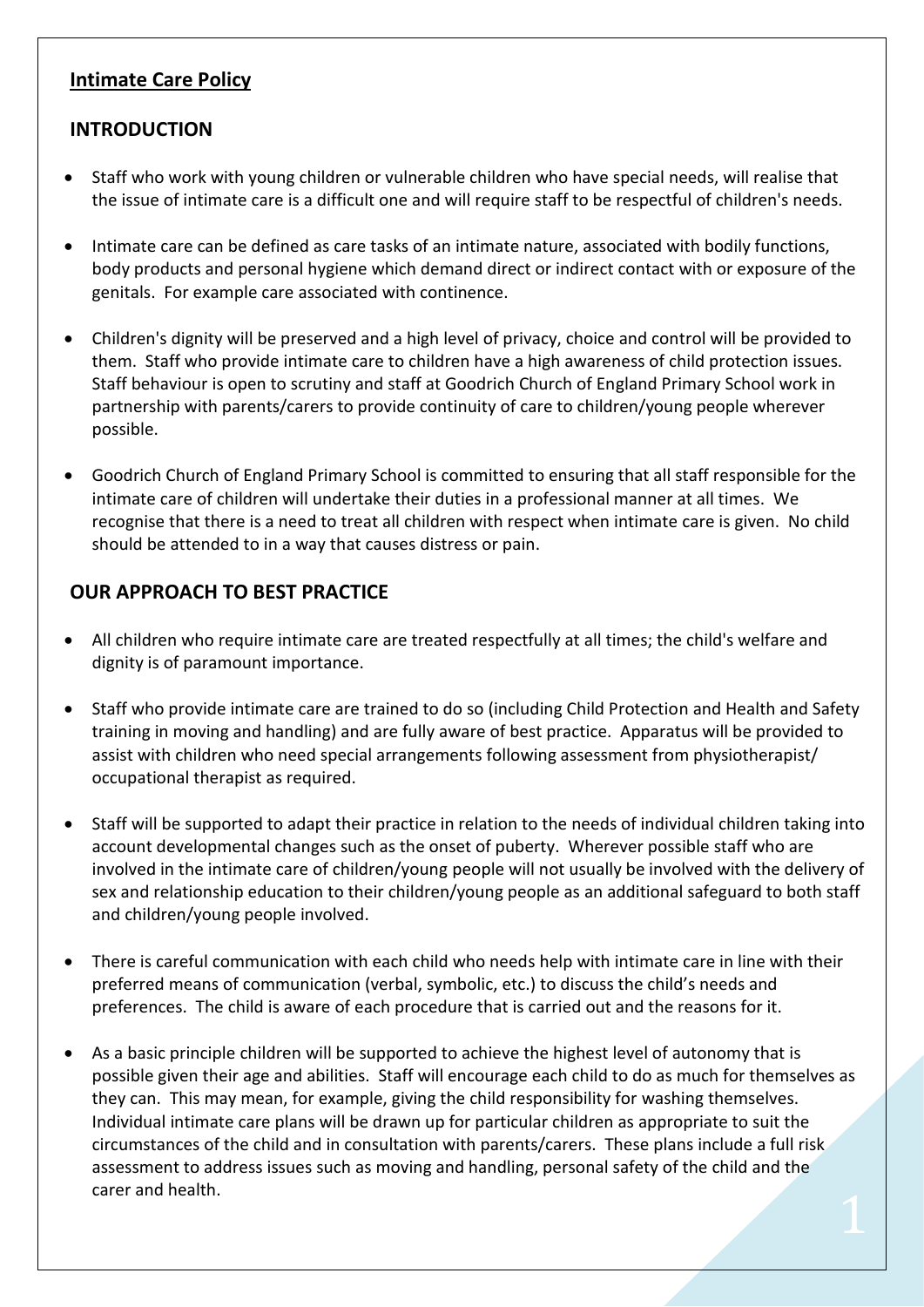## Intimate Care Policy

## INTRODUCTION

- Staff who work with young children or vulnerable children who have special needs, will realise that the issue of intimate care is a difficult one and will require staff to be respectful of children's needs.
- Intimate care can be defined as care tasks of an intimate nature, associated with bodily functions, body products and personal hygiene which demand direct or indirect contact with or exposure of the genitals. For example care associated with continence.
- Children's dignity will be preserved and a high level of privacy, choice and control will be provided to them. Staff who provide intimate care to children have a high awareness of child protection issues. Staff behaviour is open to scrutiny and staff at Goodrich Church of England Primary School work in partnership with parents/carers to provide continuity of care to children/young people wherever possible.
- Goodrich Church of England Primary School is committed to ensuring that all staff responsible for the intimate care of children will undertake their duties in a professional manner at all times. We recognise that there is a need to treat all children with respect when intimate care is given. No child should be attended to in a way that causes distress or pain.

## OUR APPROACH TO BEST PRACTICE

- All children who require intimate care are treated respectfully at all times; the child's welfare and dignity is of paramount importance.
- Staff who provide intimate care are trained to do so (including Child Protection and Health and Safety training in moving and handling) and are fully aware of best practice. Apparatus will be provided to assist with children who need special arrangements following assessment from physiotherapist/ occupational therapist as required.
- Staff will be supported to adapt their practice in relation to the needs of individual children taking into account developmental changes such as the onset of puberty. Wherever possible staff who are involved in the intimate care of children/young people will not usually be involved with the delivery of sex and relationship education to their children/young people as an additional safeguard to both staff and children/young people involved.
- There is careful communication with each child who needs help with intimate care in line with their preferred means of communication (verbal, symbolic, etc.) to discuss the child's needs and preferences. The child is aware of each procedure that is carried out and the reasons for it.
- As a basic principle children will be supported to achieve the highest level of autonomy that is possible given their age and abilities. Staff will encourage each child to do as much for themselves as they can. This may mean, for example, giving the child responsibility for washing themselves. Individual intimate care plans will be drawn up for particular children as appropriate to suit the circumstances of the child and in consultation with parents/carers. These plans include a full risk assessment to address issues such as moving and handling, personal safety of the child and the carer and health.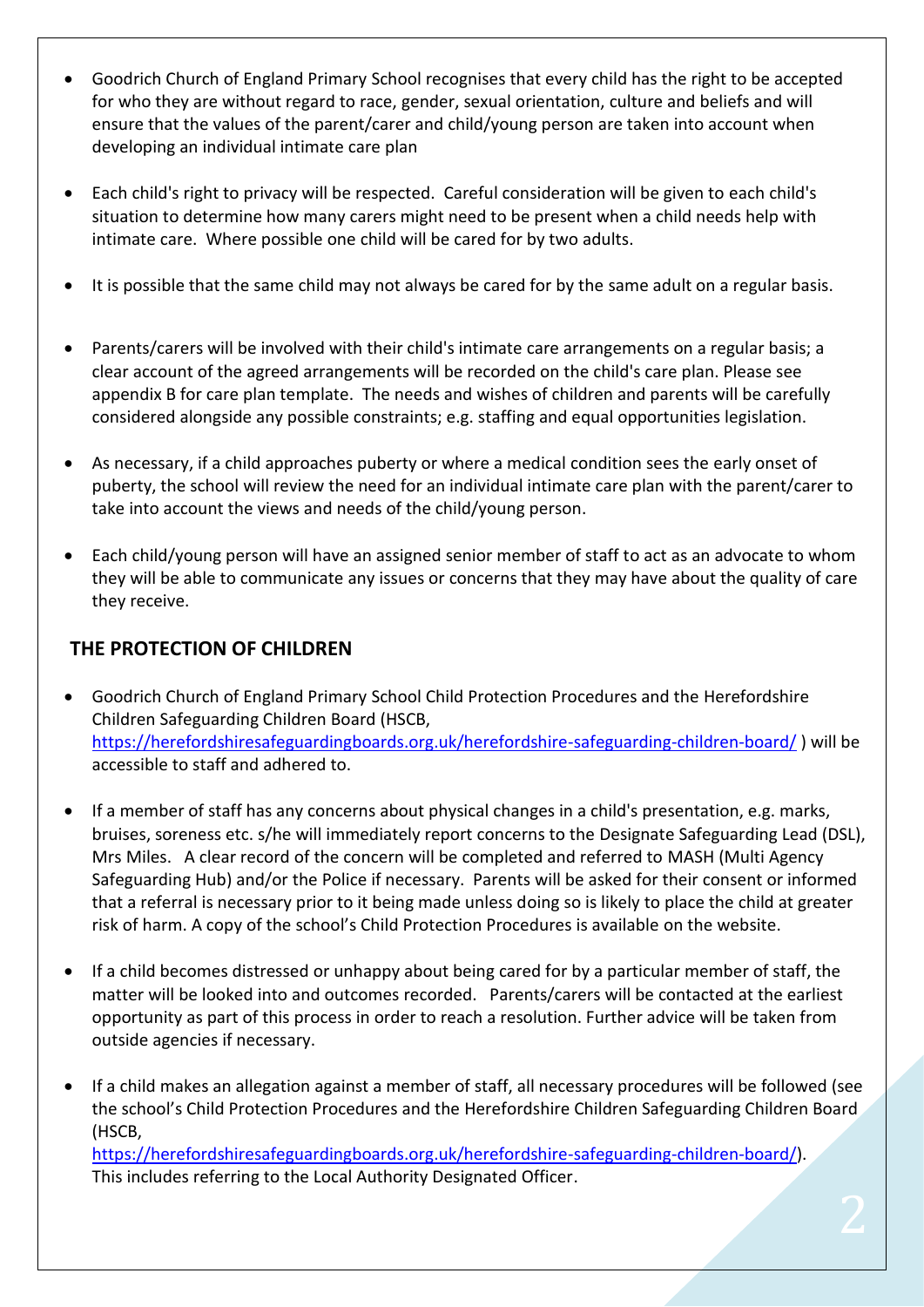- Goodrich Church of England Primary School recognises that every child has the right to be accepted for who they are without regard to race, gender, sexual orientation, culture and beliefs and will ensure that the values of the parent/carer and child/young person are taken into account when developing an individual intimate care plan

- Each child's right to privacy will be respected. Careful consideration will be given to each child's situation to determine how many carers might need to be present when a child needs help with intimate care. Where possible one child will be cared for by two adults.

- It is possible that the same child may not always be cared for by the same adult on a regular basis.

- Parents/carers will be involved with their child's intimate care arrangements on a regular basis; a clear account of the agreed arrangements will be recorded on the child's care plan. Please see appendix B for care plan template. The needs and wishes of children and parents will be carefully considered alongside any possible constraints; e.g. staffing and equal opportunities legislation.

- As necessary, if a child approaches puberty or where a medical condition sees the early onset of puberty, the school will review the need for an individual intimate care plan with the parent/carer to take into account the views and needs of the child/young person.

- Each child/young person will have an assigned senior member of staff to act as an advocate to whom they will be able to communicate any issues or concerns that they may have about the quality of care they receive.

## THE PROTECTION OF CHILDREN

- Goodrich Church of England Primary School Child Protection Procedures and the Herefordshire Children Safeguarding Children Board (HSCB, https://herefordshiresafeguardingboards.org.uk/herefordshire-safeguarding-children-board/ ) will be accessible to staff and adhered to.

- If a member of staff has any concerns about physical changes in a child's presentation, e.g. marks, bruises, soreness etc. s/he will immediately report concerns to the Designate Safeguarding Lead (DSL), Mrs Miles. A clear record of the concern will be completed and referred to MASH (Multi Agency Safeguarding Hub) and/or the Police if necessary. Parents will be asked for their consent or informed that a referral is necessary prior to it being made unless doing so is likely to place the child at greater risk of harm. A copy of the school's Child Protection Procedures is available on the website.

- If a child becomes distressed or unhappy about being cared for by a particular member of staff, the matter will be looked into and outcomes recorded. Parents/carers will be contacted at the earliest opportunity as part of this process in order to reach a resolution. Further advice will be taken from outside agencies if necessary.

- If a child makes an allegation against a member of staff, all necessary procedures will be followed (see the school's Child Protection Procedures and the Herefordshire Children Safeguarding Children Board (HSCB, https://herefordshiresafeguardingboards.org.uk/herefordshire-safeguarding-children-board/). This includes referring to the Local Authority Designated Officer.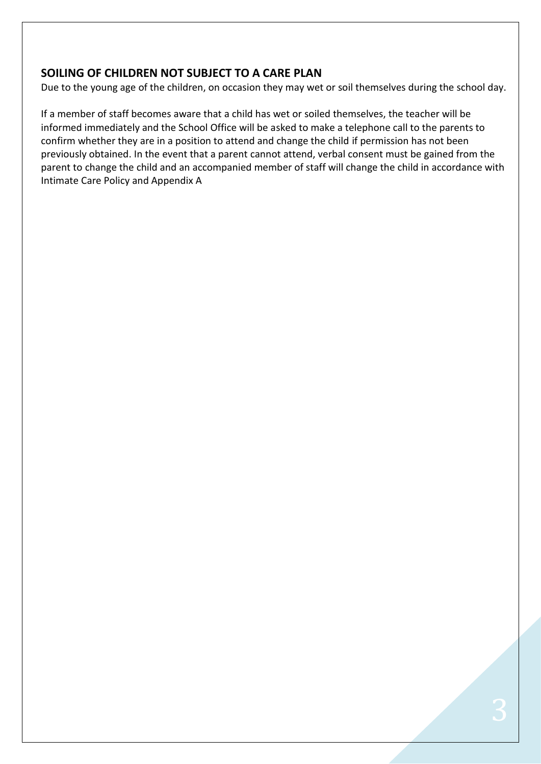## SOILING OF CHILDREN NOT SUBJECT TO A CARE PLAN

Due to the young age of the children, on occasion they may wet or soil themselves during the school day.

If a member of staff becomes aware that a child has wet or soiled themselves, the teacher will be informed immediately and the School Office will be asked to make a telephone call to the parents to confirm whether they are in a position to attend and change the child if permission has not been previously obtained. In the event that a parent cannot attend, verbal consent must be gained from the parent to change the child and an accompanied member of staff will change the child in accordance with Intimate Care Policy and Appendix A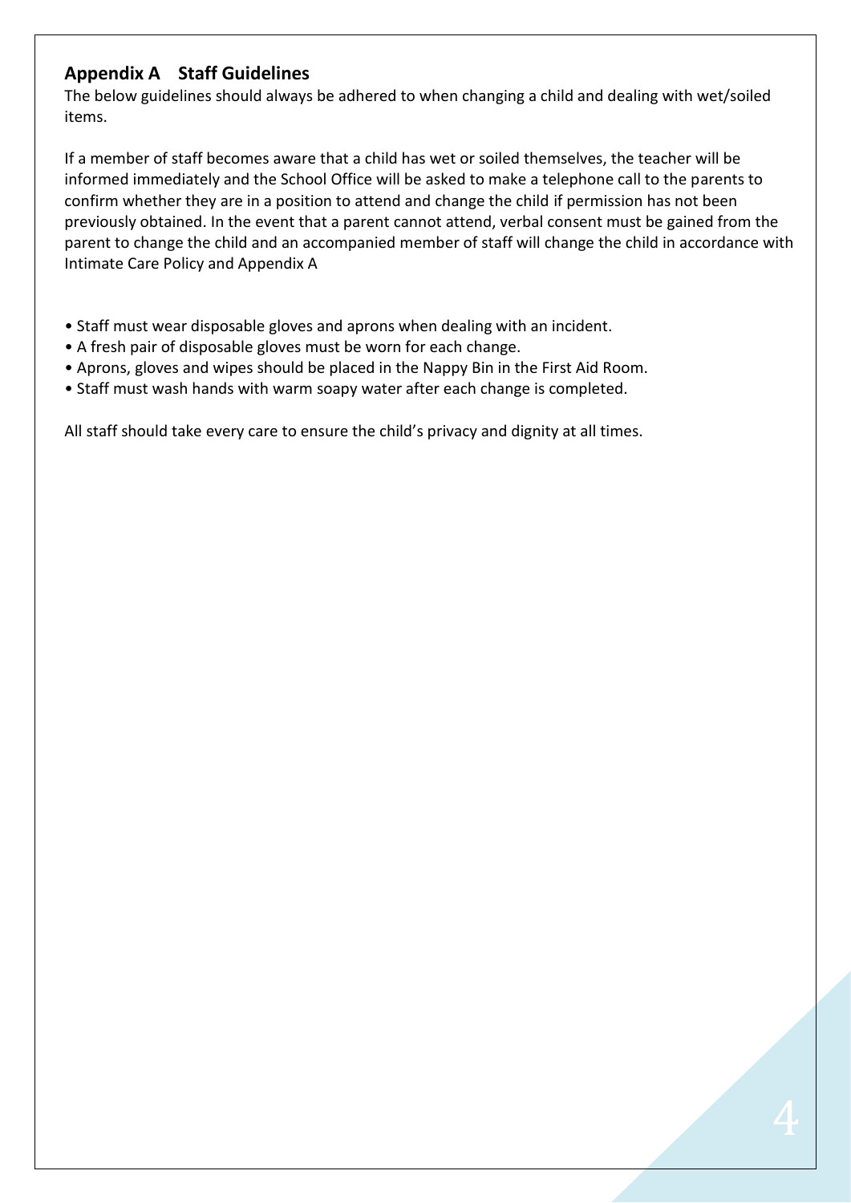## Appendix A Staff Guidelines

The below guidelines should always be adhered to when changing a child and dealing with wet/soiled items.

If a member of staff becomes aware that a child has wet or soiled themselves, the teacher will be informed immediately and the School Office will be asked to make a telephone call to the parents to confirm whether they are in a position to attend and change the child if permission has not been previously obtained. In the event that a parent cannot attend, verbal consent must be gained from the parent to change the child and an accompanied member of staff will change the child in accordance with Intimate Care Policy and Appendix A

- Staff must wear disposable gloves and aprons when dealing with an incident.
- A fresh pair of disposable gloves must be worn for each change.
- Aprons, gloves and wipes should be placed in the Nappy Bin in the First Aid Room.
- Staff must wash hands with warm soapy water after each change is completed.

All staff should take every care to ensure the child's privacy and dignity at all times.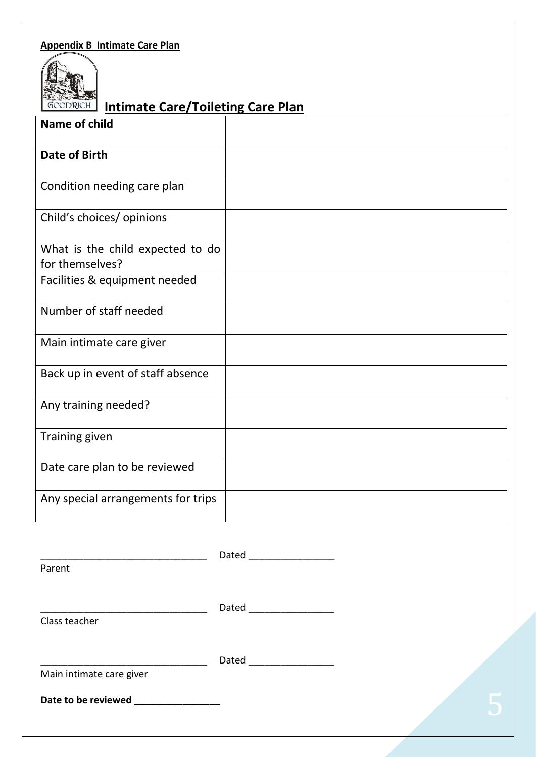**Appendix B Intimate Care Plan**

GOODRICH

## Intimate Care/Toileting Care Plan

| | |
|---|---|
| **Name of child** | |
| **Date of Birth** | |
| Condition needing care plan | |
| Child's choices/ opinions | |
| What is the child expected to do for themselves? | |
| Facilities & equipment needed | |
| Number of staff needed | |
| Main intimate care giver | |
| Back up in event of staff absence | |
| Any training needed? | |
| Training given | |
| Date care plan to be reviewed | |
| Any special arrangements for trips | |

_______________________________ Dated ________________

Parent

_______________________________ Dated ________________

Class teacher

_______________________________ Dated ________________

Main intimate care giver

**Date to be reviewed ________________**